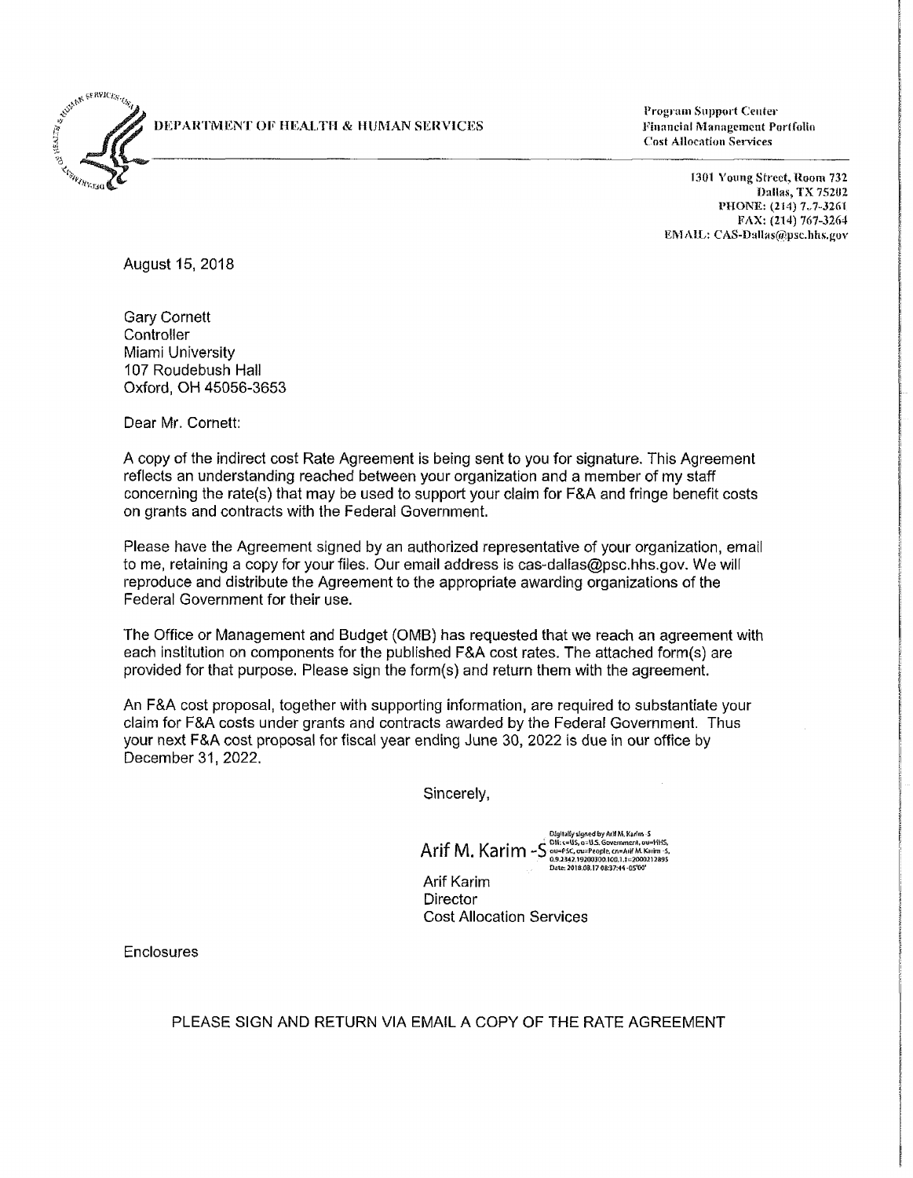DEPARTMENT OF HEALTH & HUMAN SERVICES

Program Support Center
Financial Management Portfolio
Cost Allocation Services

1301 Young Street, Room 732
Dallas, TX 75202
PHONE: (214) 7..7-3261
FAX: (214) 767-3264
EMAIL: CAS-Dallas@psc.hhs.gov

August 15, 2018

Gary Cornett
Controller
Miami University
107 Roudebush Hall
Oxford, OH 45056-3653

Dear Mr. Cornett:

A copy of the indirect cost Rate Agreement is being sent to you for signature. This Agreement reflects an understanding reached between your organization and a member of my staff concerning the rate(s) that may be used to support your claim for F&A and fringe benefit costs on grants and contracts with the Federal Government.

Please have the Agreement signed by an authorized representative of your organization, email to me, retaining a copy for your files. Our email address is cas-dallas@psc.hhs.gov. We will reproduce and distribute the Agreement to the appropriate awarding organizations of the Federal Government for their use.

The Office or Management and Budget (OMB) has requested that we reach an agreement with each institution on components for the published F&A cost rates. The attached form(s) are provided for that purpose. Please sign the form(s) and return them with the agreement.

An F&A cost proposal, together with supporting information, are required to substantiate your claim for F&A costs under grants and contracts awarded by the Federal Government. Thus your next F&A cost proposal for fiscal year ending June 30, 2022 is due in our office by December 31, 2022.

Sincerely,

Arif M. Karim -S
Digitally signed by Arif M. Karim -S
DN: c=US, o=U.S. Government, ou=HHS, ou=PSC, ou=People, cn=Arif M. Karim -S, 0.9.2342.19200300.100.1.1=2000212895
Date: 2018.08.17 08:37:44 -05'00'

Arif Karim
Director
Cost Allocation Services

Enclosures

PLEASE SIGN AND RETURN VIA EMAIL A COPY OF THE RATE AGREEMENT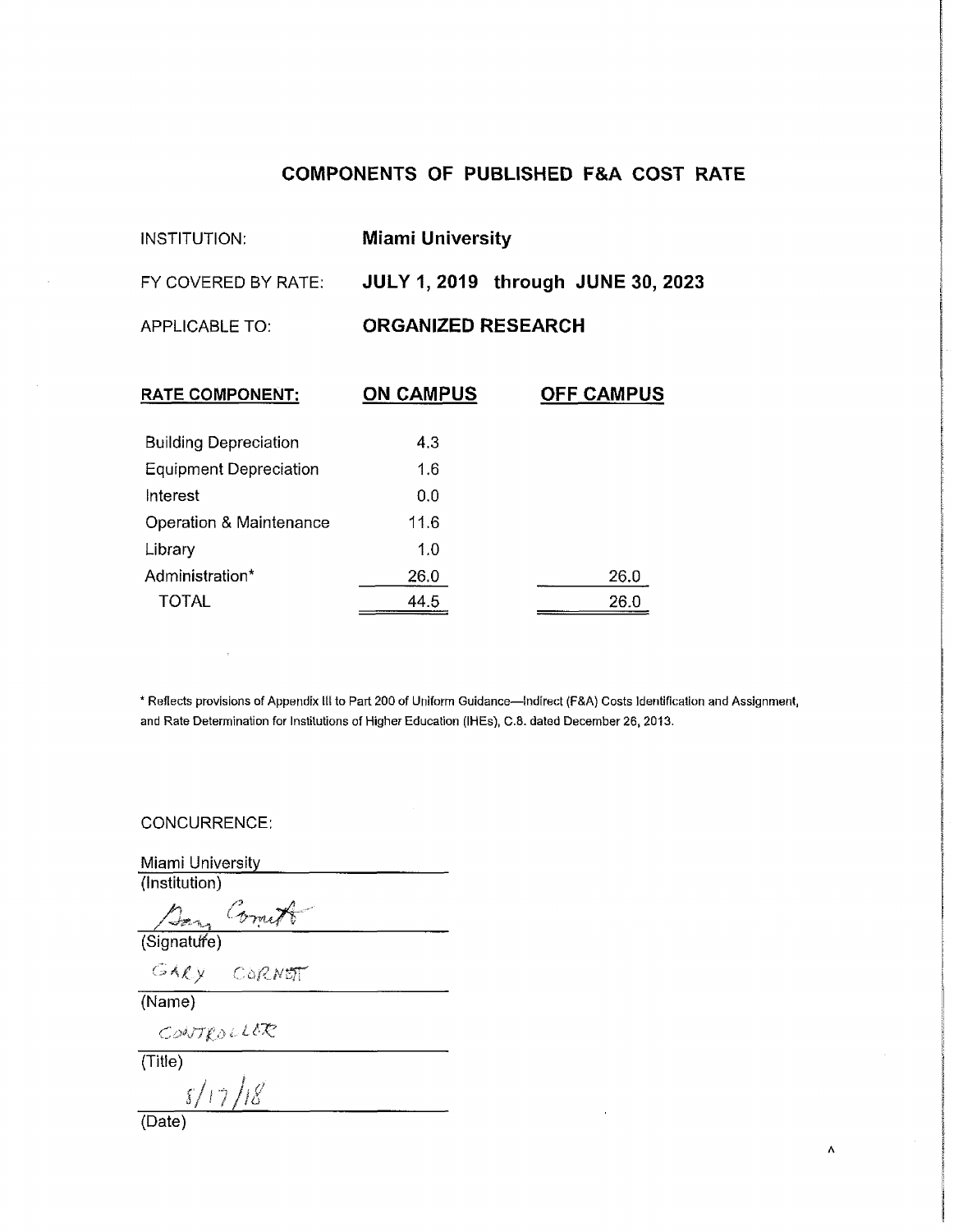# COMPONENTS OF PUBLISHED F&A COST RATE

INSTITUTION: **Miami University**

FY COVERED BY RATE: **JULY 1, 2019 through JUNE 30, 2023**

APPLICABLE TO: **ORGANIZED RESEARCH**

| RATE COMPONENT: | ON CAMPUS | OFF CAMPUS |
|---|---|---|
| Building Depreciation | 4.3 | |
| Equipment Depreciation | 1.6 | |
| Interest | 0.0 | |
| Operation & Maintenance | 11.6 | |
| Library | 1.0 | |
| Administration* | 26.0 | 26.0 |
| TOTAL | 44.5 | 26.0 |

* Reflects provisions of Appendix III to Part 200 of Uniform Guidance—Indirect (F&A) Costs Identification and Assignment, and Rate Determination for Institutions of Higher Education (IHEs), C.8. dated December 26, 2013.

CONCURRENCE:

Miami University
(Institution)

Gary Cornett
(Signature)

GARY CORNETT
(Name)

CONTROLLER
(Title)

5/17/18
(Date)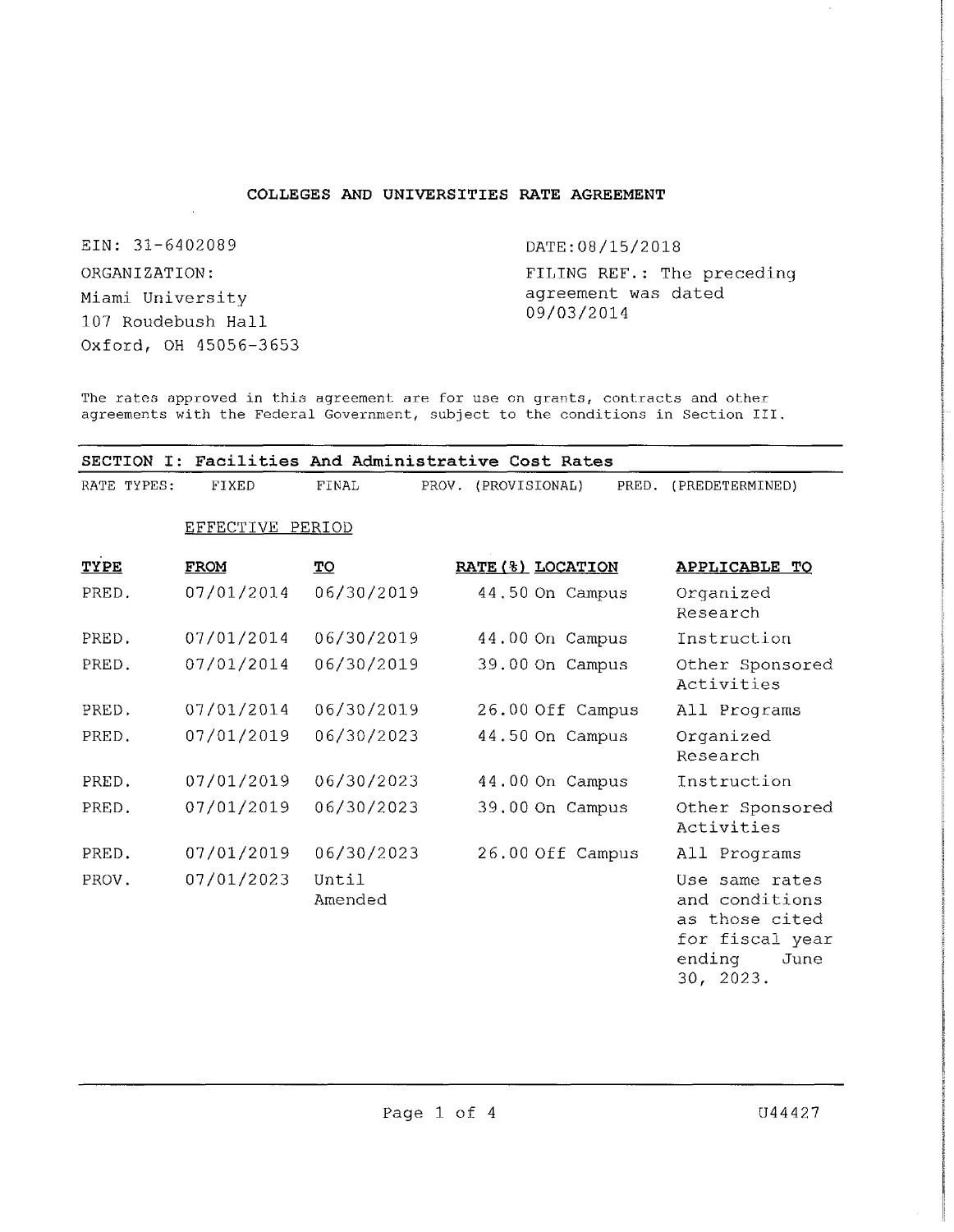## COLLEGES AND UNIVERSITIES RATE AGREEMENT

EIN: 31-6402089

ORGANIZATION:
Miami University
107 Roudebush Hall
Oxford, OH 45056-3653

DATE:08/15/2018

FILING REF.: The preceding agreement was dated 09/03/2014

The rates approved in this agreement are for use on grants, contracts and other agreements with the Federal Government, subject to the conditions in Section III.

### SECTION I: Facilities And Administrative Cost Rates

RATE TYPES: FIXED FINAL PROV. (PROVISIONAL) PRED. (PREDETERMINED)

| TYPE | EFFECTIVE PERIOD FROM | TO | RATE(%) | LOCATION | APPLICABLE TO |
|---|---|---|---|---|---|
| PRED. | 07/01/2014 | 06/30/2019 | 44.50 | On Campus | Organized Research |
| PRED. | 07/01/2014 | 06/30/2019 | 44.00 | On Campus | Instruction |
| PRED. | 07/01/2014 | 06/30/2019 | 39.00 | On Campus | Other Sponsored Activities |
| PRED. | 07/01/2014 | 06/30/2019 | 26.00 | Off Campus | All Programs |
| PRED. | 07/01/2019 | 06/30/2023 | 44.50 | On Campus | Organized Research |
| PRED. | 07/01/2019 | 06/30/2023 | 44.00 | On Campus | Instruction |
| PRED. | 07/01/2019 | 06/30/2023 | 39.00 | On Campus | Other Sponsored Activities |
| PRED. | 07/01/2019 | 06/30/2023 | 26.00 | Off Campus | All Programs |
| PROV. | 07/01/2023 | Until Amended | | | Use same rates and conditions as those cited for fiscal year ending June 30, 2023. |

U44427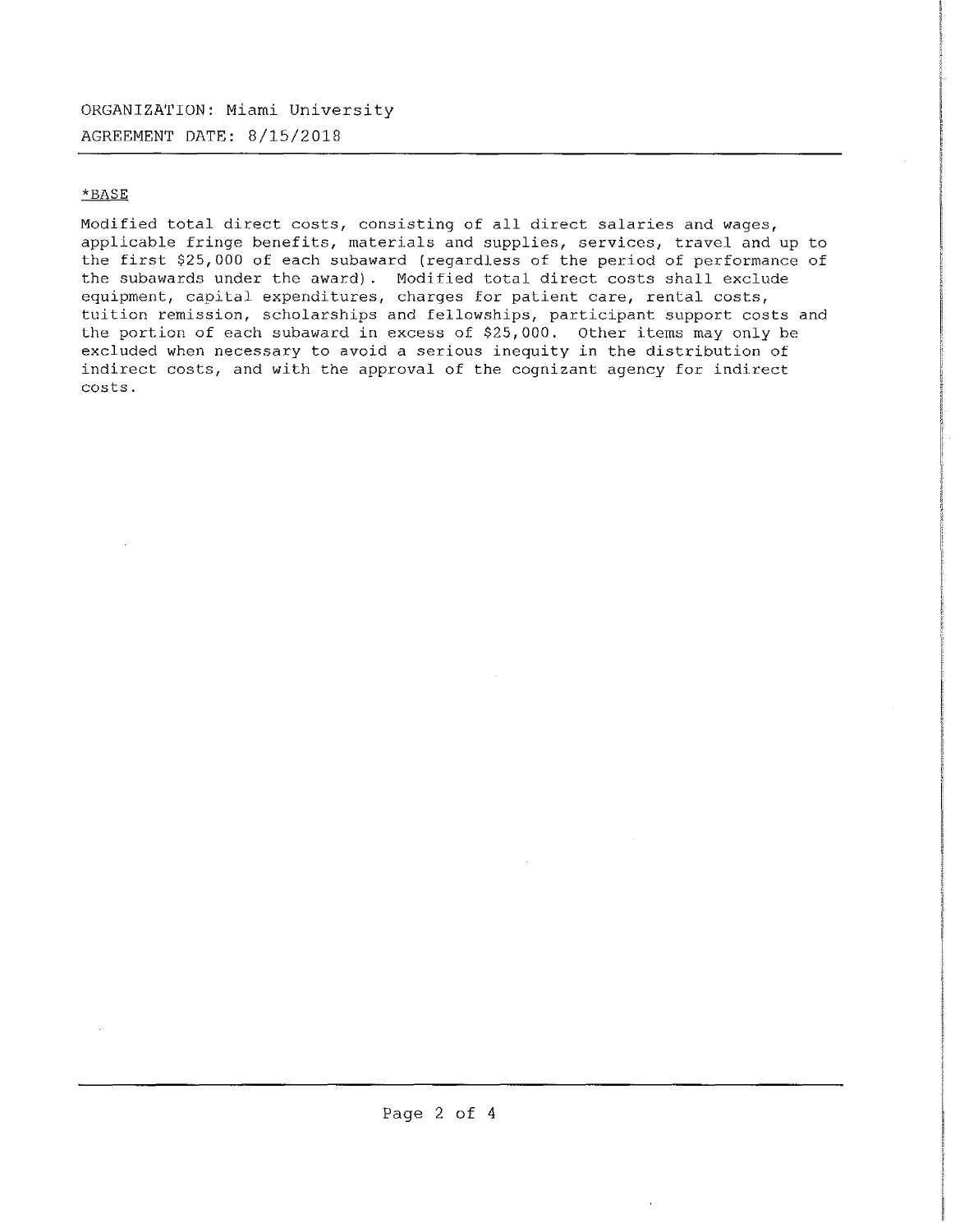ORGANIZATION: Miami University

AGREEMENT DATE: 8/15/2018

*BASE

Modified total direct costs, consisting of all direct salaries and wages, applicable fringe benefits, materials and supplies, services, travel and up to the first $25,000 of each subaward (regardless of the period of performance of the subawards under the award). Modified total direct costs shall exclude equipment, capital expenditures, charges for patient care, rental costs, tuition remission, scholarships and fellowships, participant support costs and the portion of each subaward in excess of $25,000. Other items may only be excluded when necessary to avoid a serious inequity in the distribution of indirect costs, and with the approval of the cognizant agency for indirect costs.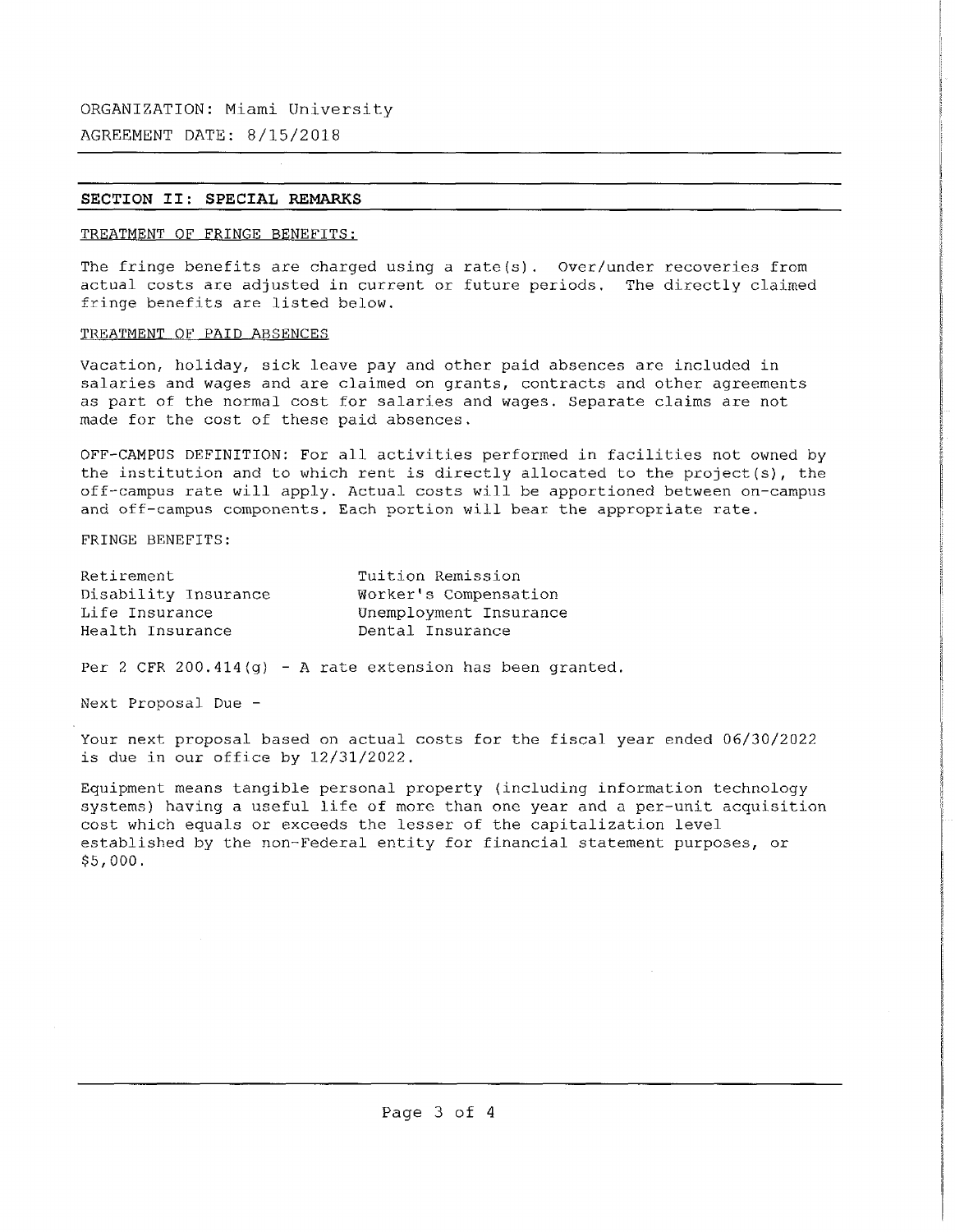ORGANIZATION: Miami University

AGREEMENT DATE: 8/15/2018

## SECTION II: SPECIAL REMARKS

TREATMENT OF FRINGE BENEFITS:

The fringe benefits are charged using a rate(s). Over/under recoveries from actual costs are adjusted in current or future periods. The directly claimed fringe benefits are listed below.

TREATMENT OF PAID ABSENCES

Vacation, holiday, sick leave pay and other paid absences are included in salaries and wages and are claimed on grants, contracts and other agreements as part of the normal cost for salaries and wages. Separate claims are not made for the cost of these paid absences.

OFF-CAMPUS DEFINITION: For all activities performed in facilities not owned by the institution and to which rent is directly allocated to the project(s), the off-campus rate will apply. Actual costs will be apportioned between on-campus and off-campus components. Each portion will bear the appropriate rate.

FRINGE BENEFITS:

| | |
|---|---|
| Retirement | Tuition Remission |
| Disability Insurance | Worker's Compensation |
| Life Insurance | Unemployment Insurance |
| Health Insurance | Dental Insurance |

Per 2 CFR 200.414(g) - A rate extension has been granted.

Next Proposal Due -

Your next proposal based on actual costs for the fiscal year ended 06/30/2022 is due in our office by 12/31/2022.

Equipment means tangible personal property (including information technology systems) having a useful life of more than one year and a per-unit acquisition cost which equals or exceeds the lesser of the capitalization level established by the non-Federal entity for financial statement purposes, or $5,000.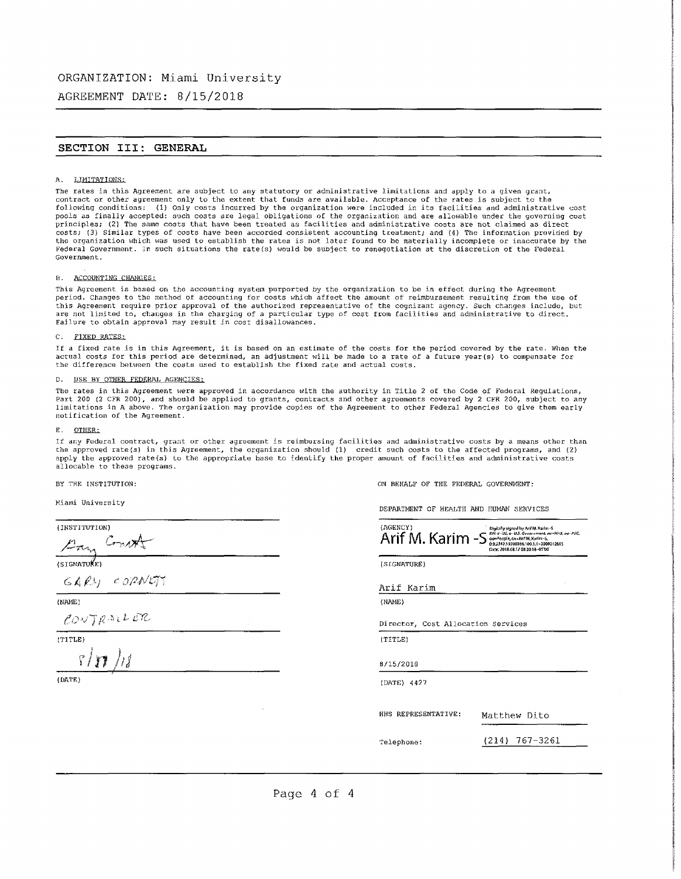ORGANIZATION: Miami University

AGREEMENT DATE: 8/15/2018

## SECTION III: GENERAL

A. LIMITATIONS:

The rates in this Agreement are subject to any statutory or administrative limitations and apply to a given grant, contract or other agreement only to the extent that funds are available. Acceptance of the rates is subject to the following conditions: (1) Only costs incurred by the organization were included in its facilities and administrative cost pools as finally accepted: such costs are legal obligations of the organization and are allowable under the governing cost principles; (2) The same costs that have been treated as facilities and administrative costs are not claimed as direct costs; (3) Similar types of costs have been accorded consistent accounting treatment; and (4) The information provided by the organization which was used to establish the rates is not later found to be materially incomplete or inaccurate by the Federal Government. In such situations the rate(s) would be subject to renegotiation at the discretion of the Federal Government.

B. ACCOUNTING CHANGES:

This Agreement is based on the accounting system purported by the organization to be in effect during the Agreement period. Changes to the method of accounting for costs which affect the amount of reimbursement resulting from the use of this Agreement require prior approval of the authorized representative of the cognizant agency. Such changes include, but are not limited to, changes in the charging of a particular type of cost from facilities and administrative to direct. Failure to obtain approval may result in cost disallowances.

C. FIXED RATES:

If a fixed rate is in this Agreement, it is based on an estimate of the costs for the period covered by the rate. When the actual costs for this period are determined, an adjustment will be made to a rate of a future year(s) to compensate for the difference between the costs used to establish the fixed rate and actual costs.

D. USE BY OTHER FEDERAL AGENCIES:

The rates in this Agreement were approved in accordance with the authority in Title 2 of the Code of Federal Regulations, Part 200 (2 CFR 200), and should be applied to grants, contracts and other agreements covered by 2 CFR 200, subject to any limitations in A above. The organization may provide copies of the Agreement to other Federal Agencies to give them early notification of the Agreement.

E. OTHER:

If any Federal contract, grant or other agreement is reimbursing facilities and administrative costs by a means other than the approved rate(s) in this Agreement, the organization should (1) credit such costs to the affected programs, and (2) apply the approved rate(s) to the appropriate base to identify the proper amount of facilities and administrative costs allocable to these programs.

BY THE INSTITUTION:

Miami University

(INSTITUTION)

[Signature]

(SIGNATURE)

GARY CORNETT

(NAME)

CONTROLLER

(TITLE)

8/17/18

(DATE)

ON BEHALF OF THE FEDERAL GOVERNMENT:

DEPARTMENT OF HEALTH AND HUMAN SERVICES

(AGENCY)

Arif M. Karim -S  Digitally signed by Arif M. Karim -S DN: c=US, o=U.S. Government, ou=HHS, ou=PSC, ou=People, cn=Arif M. Karim -S, 0.9.2342.19200300.100.1.1=2000212695 Date: 2018.08.17 08:20:18 -05'00'

(SIGNATURE)

Arif Karim

(NAME)

Director, Cost Allocation Services

(TITLE)

8/15/2018

(DATE) 4427

HHS REPRESENTATIVE: Matthew Dito

Telephone: (214) 767-3261